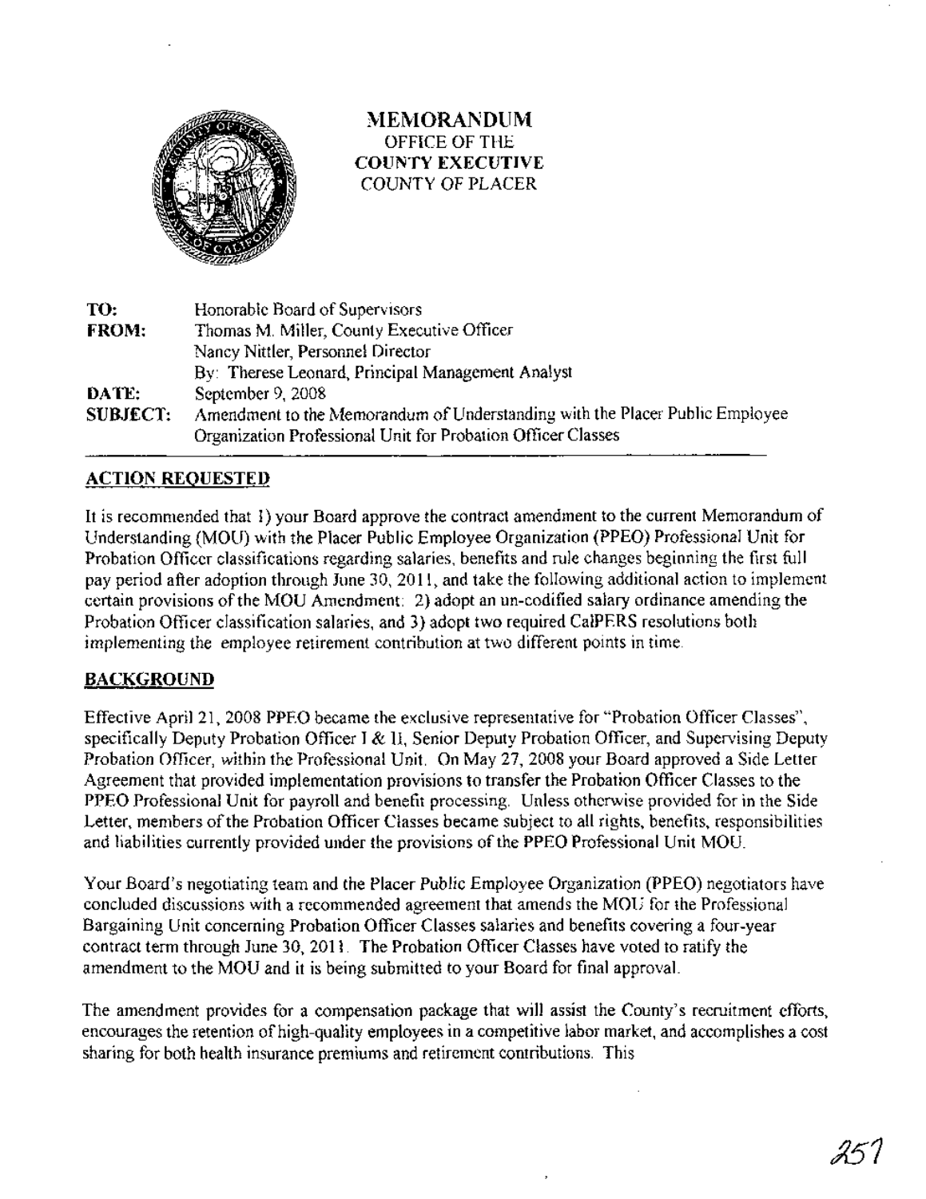# MEMORANDUM

OFFICE OF THE
**COUNTY EXECUTIVE**
COUNTY OF PLACER

| | |
|---|---|
| **TO:** | Honorable Board of Supervisors |
| **FROM:** | Thomas M. Miller, County Executive Officer<br>Nancy Nittler, Personnel Director<br>By: Therese Leonard, Principal Management Analyst |
| **DATE:** | September 9, 2008 |
| **SUBJECT:** | Amendment to the Memorandum of Understanding with the Placer Public Employee Organization Professional Unit for Probation Officer Classes |

## ACTION REQUESTED

It is recommended that 1) your Board approve the contract amendment to the current Memorandum of Understanding (MOU) with the Placer Public Employee Organization (PPEO) Professional Unit for Probation Officer classifications regarding salaries, benefits and rule changes beginning the first full pay period after adoption through June 30, 2011, and take the following additional action to implement certain provisions of the MOU Amendment: 2) adopt an un-codified salary ordinance amending the Probation Officer classification salaries, and 3) adopt two required CalPERS resolutions both implementing the employee retirement contribution at two different points in time.

## BACKGROUND

Effective April 21, 2008 PPEO became the exclusive representative for "Probation Officer Classes", specifically Deputy Probation Officer I & II, Senior Deputy Probation Officer, and Supervising Deputy Probation Officer, within the Professional Unit. On May 27, 2008 your Board approved a Side Letter Agreement that provided implementation provisions to transfer the Probation Officer Classes to the PPEO Professional Unit for payroll and benefit processing. Unless otherwise provided for in the Side Letter, members of the Probation Officer Classes became subject to all rights, benefits, responsibilities and liabilities currently provided under the provisions of the PPEO Professional Unit MOU.

Your Board's negotiating team and the Placer Public Employee Organization (PPEO) negotiators have concluded discussions with a recommended agreement that amends the MOU for the Professional Bargaining Unit concerning Probation Officer Classes salaries and benefits covering a four-year contract term through June 30, 2011. The Probation Officer Classes have voted to ratify the amendment to the MOU and it is being submitted to your Board for final approval.

The amendment provides for a compensation package that will assist the County's recruitment efforts, encourages the retention of high-quality employees in a competitive labor market, and accomplishes a cost sharing for both health insurance premiums and retirement contributions. This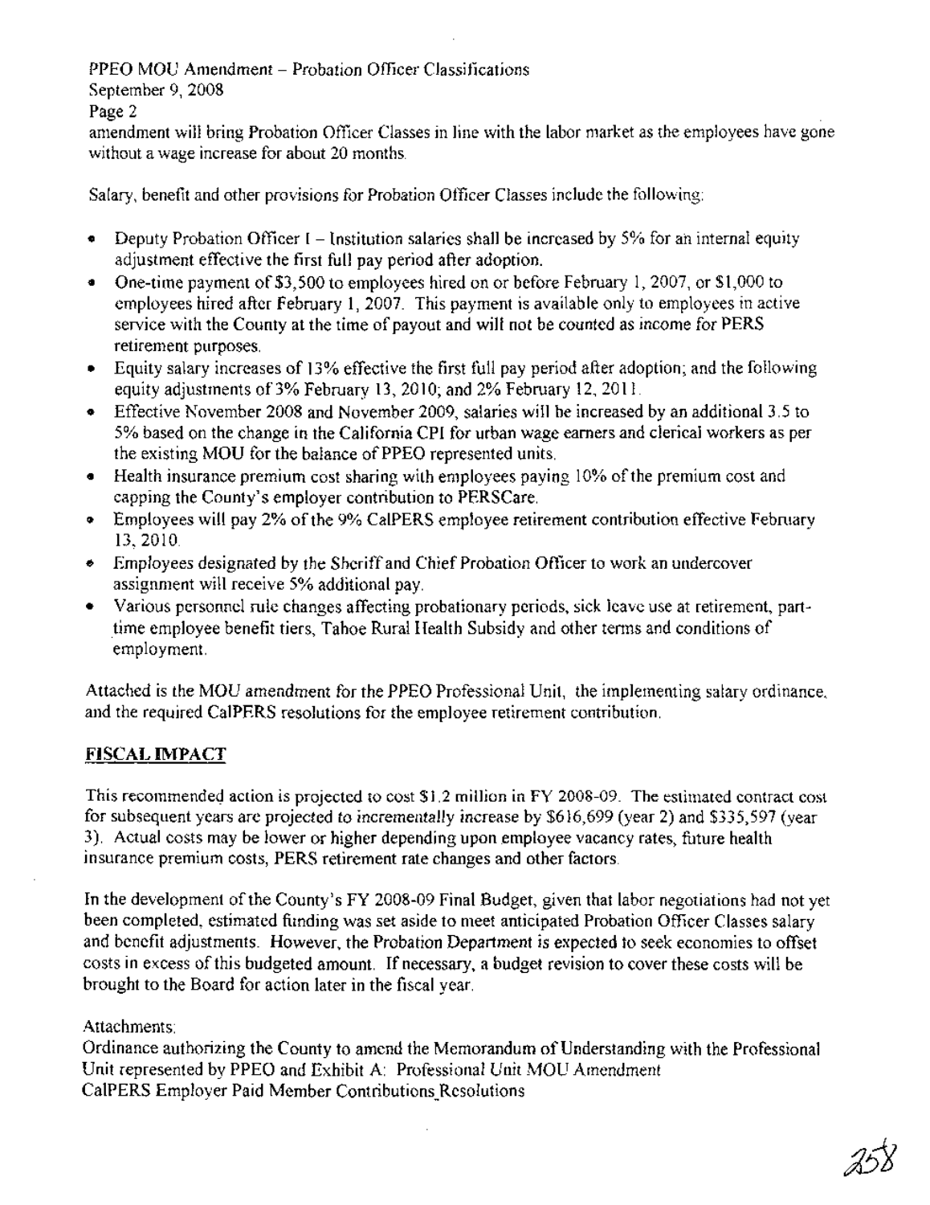amendment will bring Probation Officer Classes in line with the labor market as the employees have gone without a wage increase for about 20 months.

Salary, benefit and other provisions for Probation Officer Classes include the following:

- Deputy Probation Officer I – Institution salaries shall be increased by 5% for an internal equity adjustment effective the first full pay period after adoption.
- One-time payment of $3,500 to employees hired on or before February 1, 2007, or $1,000 to employees hired after February 1, 2007. This payment is available only to employees in active service with the County at the time of payout and will not be counted as income for PERS retirement purposes.
- Equity salary increases of 13% effective the first full pay period after adoption; and the following equity adjustments of 3% February 13, 2010; and 2% February 12, 2011.
- Effective November 2008 and November 2009, salaries will be increased by an additional 3.5 to 5% based on the change in the California CPI for urban wage earners and clerical workers as per the existing MOU for the balance of PPEO represented units.
- Health insurance premium cost sharing with employees paying 10% of the premium cost and capping the County's employer contribution to PERSCare.
- Employees will pay 2% of the 9% CalPERS employee retirement contribution effective February 13, 2010.
- Employees designated by the Sheriff and Chief Probation Officer to work an undercover assignment will receive 5% additional pay.
- Various personnel rule changes affecting probationary periods, sick leave use at retirement, part-time employee benefit tiers, Tahoe Rural Health Subsidy and other terms and conditions of employment.

Attached is the MOU amendment for the PPEO Professional Unit, the implementing salary ordinance, and the required CalPERS resolutions for the employee retirement contribution.

## FISCAL IMPACT

This recommended action is projected to cost $1.2 million in FY 2008-09. The estimated contract cost for subsequent years are projected to incrementally increase by $616,699 (year 2) and $335,597 (year 3). Actual costs may be lower or higher depending upon employee vacancy rates, future health insurance premium costs, PERS retirement rate changes and other factors.

In the development of the County's FY 2008-09 Final Budget, given that labor negotiations had not yet been completed, estimated funding was set aside to meet anticipated Probation Officer Classes salary and benefit adjustments. However, the Probation Department is expected to seek economies to offset costs in excess of this budgeted amount. If necessary, a budget revision to cover these costs will be brought to the Board for action later in the fiscal year.

Attachments:
Ordinance authorizing the County to amend the Memorandum of Understanding with the Professional Unit represented by PPEO and Exhibit A: Professional Unit MOU Amendment
CalPERS Employer Paid Member Contributions Resolutions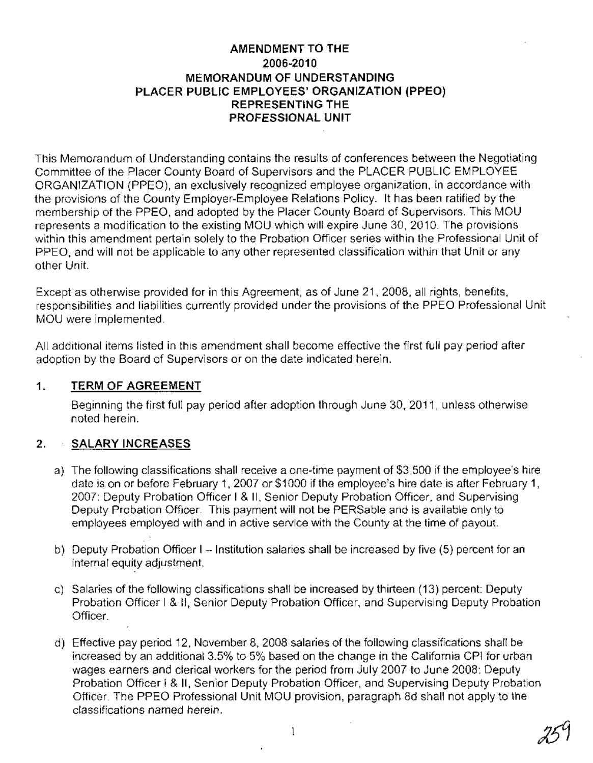# AMENDMENT TO THE 2006-2010 MEMORANDUM OF UNDERSTANDING PLACER PUBLIC EMPLOYEES' ORGANIZATION (PPEO) REPRESENTING THE PROFESSIONAL UNIT

This Memorandum of Understanding contains the results of conferences between the Negotiating Committee of the Placer County Board of Supervisors and the PLACER PUBLIC EMPLOYEE ORGANIZATION (PPEO), an exclusively recognized employee organization, in accordance with the provisions of the County Employer-Employee Relations Policy. It has been ratified by the membership of the PPEO, and adopted by the Placer County Board of Supervisors. This MOU represents a modification to the existing MOU which will expire June 30, 2010. The provisions within this amendment pertain solely to the Probation Officer series within the Professional Unit of PPEO, and will not be applicable to any other represented classification within that Unit or any other Unit.

Except as otherwise provided for in this Agreement, as of June 21, 2008, all rights, benefits, responsibilities and liabilities currently provided under the provisions of the PPEO Professional Unit MOU were implemented.

All additional items listed in this amendment shall become effective the first full pay period after adoption by the Board of Supervisors or on the date indicated herein.

## 1. TERM OF AGREEMENT

Beginning the first full pay period after adoption through June 30, 2011, unless otherwise noted herein.

## 2. SALARY INCREASES

a) The following classifications shall receive a one-time payment of $3,500 if the employee's hire date is on or before February 1, 2007 or $1000 if the employee's hire date is after February 1, 2007: Deputy Probation Officer I & II, Senior Deputy Probation Officer, and Supervising Deputy Probation Officer. This payment will not be PERSable and is available only to employees employed with and in active service with the County at the time of payout.

b) Deputy Probation Officer I – Institution salaries shall be increased by five (5) percent for an internal equity adjustment.

c) Salaries of the following classifications shall be increased by thirteen (13) percent: Deputy Probation Officer I & II, Senior Deputy Probation Officer, and Supervising Deputy Probation Officer.

d) Effective pay period 12, November 8, 2008 salaries of the following classifications shall be increased by an additional 3.5% to 5% based on the change in the California CPI for urban wages earners and clerical workers for the period from July 2007 to June 2008: Deputy Probation Officer I & II, Senior Deputy Probation Officer, and Supervising Deputy Probation Officer. The PPEO Professional Unit MOU provision, paragraph 8d shall not apply to the classifications named herein.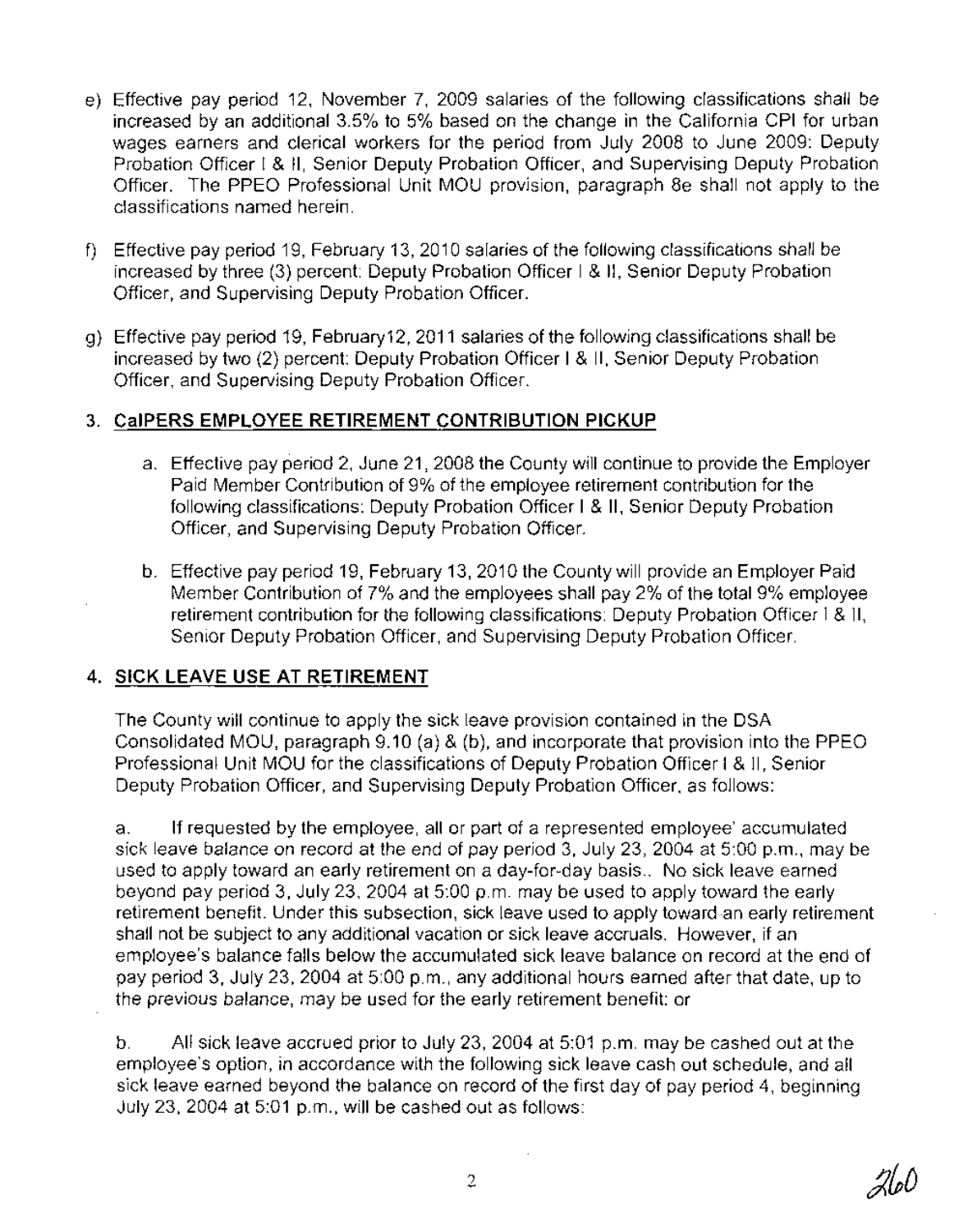e) Effective pay period 12, November 7, 2009 salaries of the following classifications shall be increased by an additional 3.5% to 5% based on the change in the California CPI for urban wages earners and clerical workers for the period from July 2008 to June 2009: Deputy Probation Officer I & II, Senior Deputy Probation Officer, and Supervising Deputy Probation Officer. The PPEO Professional Unit MOU provision, paragraph 8e shall not apply to the classifications named herein.

f) Effective pay period 19, February 13, 2010 salaries of the following classifications shall be increased by three (3) percent: Deputy Probation Officer I & II, Senior Deputy Probation Officer, and Supervising Deputy Probation Officer.

g) Effective pay period 19, February12, 2011 salaries of the following classifications shall be increased by two (2) percent: Deputy Probation Officer I & II, Senior Deputy Probation Officer, and Supervising Deputy Probation Officer.

## 3. CalPERS EMPLOYEE RETIREMENT CONTRIBUTION PICKUP

a. Effective pay period 2, June 21, 2008 the County will continue to provide the Employer Paid Member Contribution of 9% of the employee retirement contribution for the following classifications: Deputy Probation Officer I & II, Senior Deputy Probation Officer, and Supervising Deputy Probation Officer.

b. Effective pay period 19, February 13, 2010 the County will provide an Employer Paid Member Contribution of 7% and the employees shall pay 2% of the total 9% employee retirement contribution for the following classifications: Deputy Probation Officer I & II, Senior Deputy Probation Officer, and Supervising Deputy Probation Officer.

## 4. SICK LEAVE USE AT RETIREMENT

The County will continue to apply the sick leave provision contained in the DSA Consolidated MOU, paragraph 9.10 (a) & (b), and incorporate that provision into the PPEO Professional Unit MOU for the classifications of Deputy Probation Officer I & II, Senior Deputy Probation Officer, and Supervising Deputy Probation Officer, as follows:

a. If requested by the employee, all or part of a represented employee' accumulated sick leave balance on record at the end of pay period 3, July 23, 2004 at 5:00 p.m., may be used to apply toward an early retirement on a day-for-day basis.. No sick leave earned beyond pay period 3, July 23, 2004 at 5:00 p.m. may be used to apply toward the early retirement benefit. Under this subsection, sick leave used to apply toward an early retirement shall not be subject to any additional vacation or sick leave accruals. However, if an employee's balance falls below the accumulated sick leave balance on record at the end of pay period 3, July 23, 2004 at 5:00 p.m., any additional hours earned after that date, up to the previous balance, may be used for the early retirement benefit: or

b. All sick leave accrued prior to July 23, 2004 at 5:01 p.m. may be cashed out at the employee's option, in accordance with the following sick leave cash out schedule, and all sick leave earned beyond the balance on record of the first day of pay period 4, beginning July 23, 2004 at 5:01 p.m., will be cashed out as follows: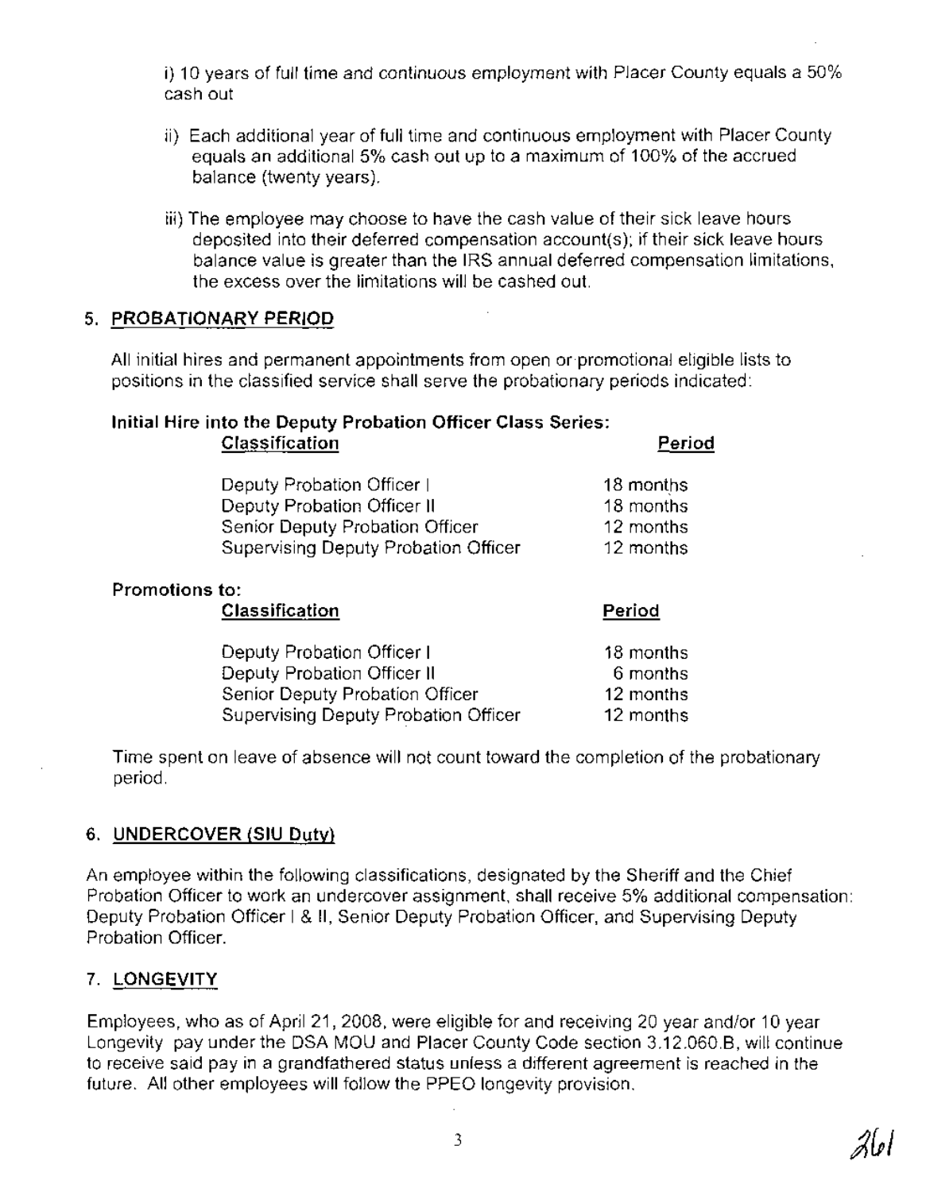i) 10 years of full time and continuous employment with Placer County equals a 50% cash out

ii) Each additional year of full time and continuous employment with Placer County equals an additional 5% cash out up to a maximum of 100% of the accrued balance (twenty years).

iii) The employee may choose to have the cash value of their sick leave hours deposited into their deferred compensation account(s); if their sick leave hours balance value is greater than the IRS annual deferred compensation limitations, the excess over the limitations will be cashed out.

## 5. PROBATIONARY PERIOD

All initial hires and permanent appointments from open or promotional eligible lists to positions in the classified service shall serve the probationary periods indicated:

**Initial Hire into the Deputy Probation Officer Class Series:**

| Classification | Period |
| --- | --- |
| Deputy Probation Officer I | 18 months |
| Deputy Probation Officer II | 18 months |
| Senior Deputy Probation Officer | 12 months |
| Supervising Deputy Probation Officer | 12 months |

**Promotions to:**

| Classification | Period |
| --- | --- |
| Deputy Probation Officer I | 18 months |
| Deputy Probation Officer II | 6 months |
| Senior Deputy Probation Officer | 12 months |
| Supervising Deputy Probation Officer | 12 months |

Time spent on leave of absence will not count toward the completion of the probationary period.

## 6. UNDERCOVER (SIU Duty)

An employee within the following classifications, designated by the Sheriff and the Chief Probation Officer to work an undercover assignment, shall receive 5% additional compensation: Deputy Probation Officer I & II, Senior Deputy Probation Officer, and Supervising Deputy Probation Officer.

## 7. LONGEVITY

Employees, who as of April 21, 2008, were eligible for and receiving 20 year and/or 10 year Longevity pay under the DSA MOU and Placer County Code section 3.12.060.B, will continue to receive said pay in a grandfathered status unless a different agreement is reached in the future. All other employees will follow the PPEO longevity provision.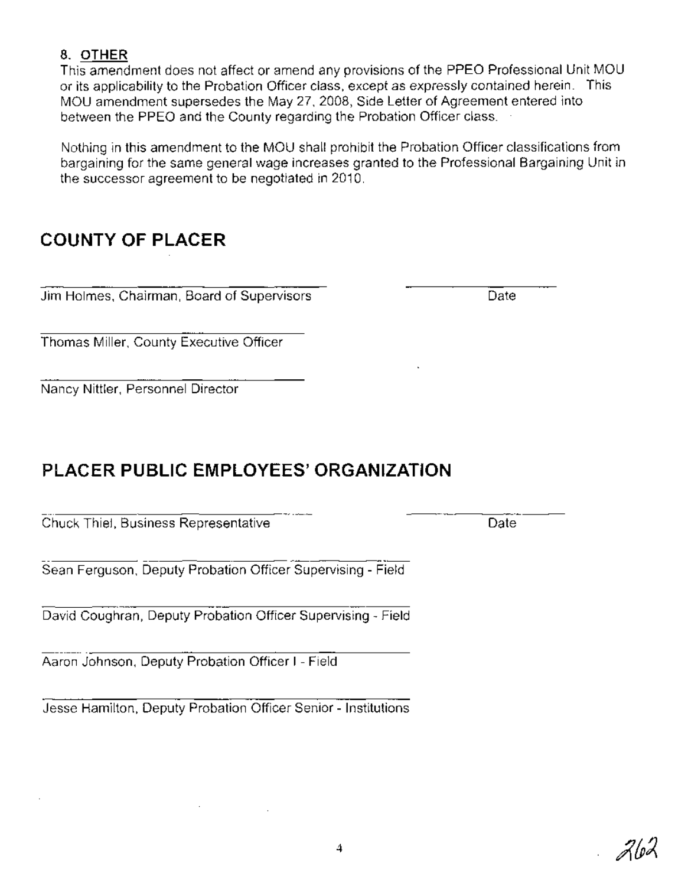**8. OTHER**

This amendment does not affect or amend any provisions of the PPEO Professional Unit MOU or its applicability to the Probation Officer class, except as expressly contained herein. This MOU amendment supersedes the May 27, 2008, Side Letter of Agreement entered into between the PPEO and the County regarding the Probation Officer class.

Nothing in this amendment to the MOU shall prohibit the Probation Officer classifications from bargaining for the same general wage increases granted to the Professional Bargaining Unit in the successor agreement to be negotiated in 2010.

## COUNTY OF PLACER

\_\_\_\_\_\_\_\_\_\_\_\_\_\_\_\_\_\_\_\_\_\_\_\_\_\_\_\_\_\_\_\_\_\_\_\_ \_\_\_\_\_\_\_\_\_\_\_\_\_\_\_\_
Jim Holmes, Chairman, Board of Supervisors — Date

\_\_\_\_\_\_\_\_\_\_\_\_\_\_\_\_\_\_\_\_\_\_\_\_\_\_\_\_\_\_\_\_\_\_\_\_
Thomas Miller, County Executive Officer

\_\_\_\_\_\_\_\_\_\_\_\_\_\_\_\_\_\_\_\_\_\_\_\_\_\_\_\_\_\_\_\_\_\_\_\_
Nancy Nittler, Personnel Director

## PLACER PUBLIC EMPLOYEES' ORGANIZATION

\_\_\_\_\_\_\_\_\_\_\_\_\_\_\_\_\_\_\_\_\_\_\_\_\_\_\_\_\_\_\_\_\_\_\_\_ \_\_\_\_\_\_\_\_\_\_\_\_\_\_\_\_
Chuck Thiel, Business Representative — Date

\_\_\_\_\_\_\_\_\_\_\_\_\_\_\_\_\_\_\_\_\_\_\_\_\_\_\_\_\_\_\_\_\_\_\_\_
Sean Ferguson, Deputy Probation Officer Supervising - Field

\_\_\_\_\_\_\_\_\_\_\_\_\_\_\_\_\_\_\_\_\_\_\_\_\_\_\_\_\_\_\_\_\_\_\_\_
David Coughran, Deputy Probation Officer Supervising - Field

\_\_\_\_\_\_\_\_\_\_\_\_\_\_\_\_\_\_\_\_\_\_\_\_\_\_\_\_\_\_\_\_\_\_\_\_
Aaron Johnson, Deputy Probation Officer I - Field

\_\_\_\_\_\_\_\_\_\_\_\_\_\_\_\_\_\_\_\_\_\_\_\_\_\_\_\_\_\_\_\_\_\_\_\_
Jesse Hamilton, Deputy Probation Officer Senior - Institutions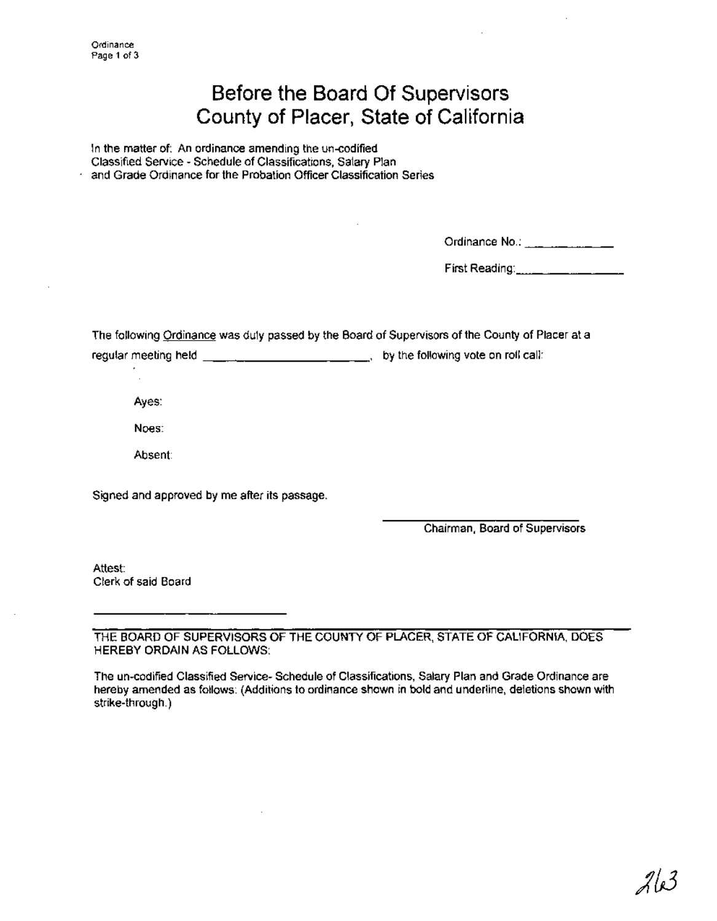# Before the Board Of Supervisors
# County of Placer, State of California

In the matter of: An ordinance amending the un-codified Classified Service - Schedule of Classifications, Salary Plan and Grade Ordinance for the Probation Officer Classification Series

Ordinance No.: ____________

First Reading:________________

The following Ordinance was duly passed by the Board of Supervisors of the County of Placer at a regular meeting held ________________________, by the following vote on roll call:

Ayes:

Noes:

Absent:

Signed and approved by me after its passage.

____________________________
Chairman, Board of Supervisors

Attest:
Clerk of said Board

____________________________

THE BOARD OF SUPERVISORS OF THE COUNTY OF PLACER, STATE OF CALIFORNIA, DOES HEREBY ORDAIN AS FOLLOWS:

The un-codified Classified Service- Schedule of Classifications, Salary Plan and Grade Ordinance are hereby amended as follows: (Additions to ordinance shown in bold and underline, deletions shown with strike-through.)

263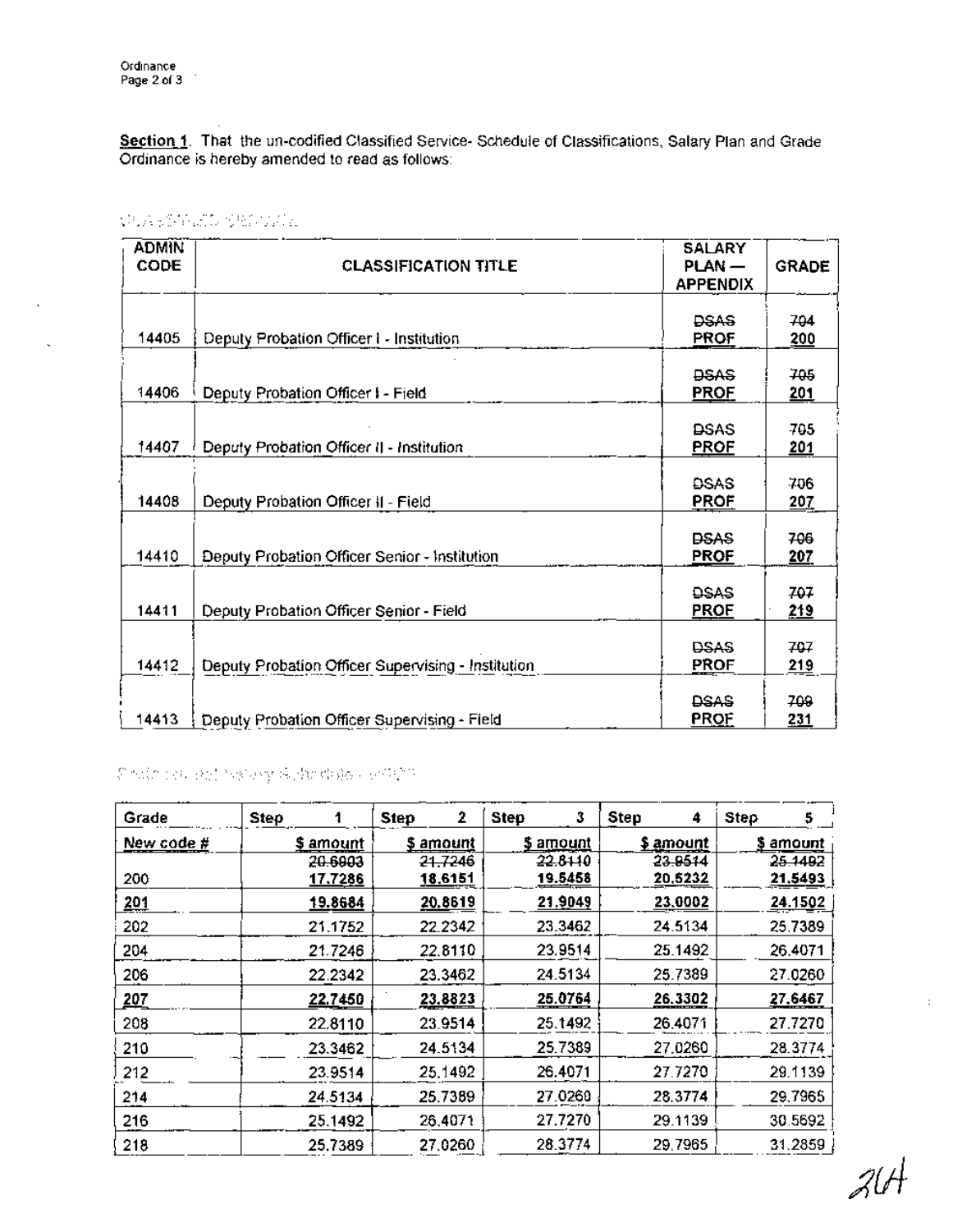**Section 1**. That the un-codified Classified Service- Schedule of Classifications, Salary Plan and Grade Ordinance is hereby amended to read as follows:

CLASSIFIED SERVICE

| ADMIN CODE | CLASSIFICATION TITLE | SALARY PLAN — APPENDIX | GRADE |
|---|---|---|---|
| 14405 | Deputy Probation Officer I - Institution | ~~DSAS~~ PROF | ~~704~~ 200 |
| 14406 | Deputy Probation Officer I - Field | ~~DSAS~~ PROF | ~~705~~ 201 |
| 14407 | Deputy Probation Officer II - Institution | ~~DSAS~~ PROF | ~~705~~ 201 |
| 14408 | Deputy Probation Officer II - Field | ~~DSAS~~ PROF | ~~706~~ 207 |
| 14410 | Deputy Probation Officer Senior - Institution | ~~DSAS~~ PROF | ~~706~~ 207 |
| 14411 | Deputy Probation Officer Senior - Field | ~~DSAS~~ PROF | ~~707~~ 219 |
| 14412 | Deputy Probation Officer Supervising - Institution | ~~DSAS~~ PROF | ~~707~~ 219 |
| 14413 | Deputy Probation Officer Supervising - Field | ~~DSAS~~ PROF | ~~709~~ 231 |

Professional Salary Schedule - PROF

| Grade | Step 1 | Step 2 | Step 3 | Step 4 | Step 5 |
|---|---|---|---|---|---|
| New code # | $ amount | $ amount | $ amount | $ amount | $ amount |
| 200 | ~~20.6903~~ 17.7286 | ~~21.7246~~ 18.6151 | ~~22.8110~~ 19.5458 | ~~23.9514~~ 20.5232 | ~~25.1492~~ 21.5493 |
| **201** | **19.8684** | **20.8619** | **21.9049** | **23.0002** | **24.1502** |
| 202 | 21.1752 | 22.2342 | 23.3462 | 24.5134 | 25.7389 |
| 204 | 21.7246 | 22.8110 | 23.9514 | 25.1492 | 26.4071 |
| 206 | 22.2342 | 23.3462 | 24.5134 | 25.7389 | 27.0260 |
| **207** | **22.7450** | **23.8823** | **25.0764** | **26.3302** | **27.6467** |
| 208 | 22.8110 | 23.9514 | 25.1492 | 26.4071 | 27.7270 |
| 210 | 23.3462 | 24.5134 | 25.7389 | 27.0260 | 28.3774 |
| 212 | 23.9514 | 25.1492 | 26.4071 | 27.7270 | 29.1139 |
| 214 | 24.5134 | 25.7389 | 27.0260 | 28.3774 | 29.7965 |
| 216 | 25.1492 | 26.4071 | 27.7270 | 29.1139 | 30.5692 |
| 218 | 25.7389 | 27.0260 | 28.3774 | 29.7965 | 31.2859 |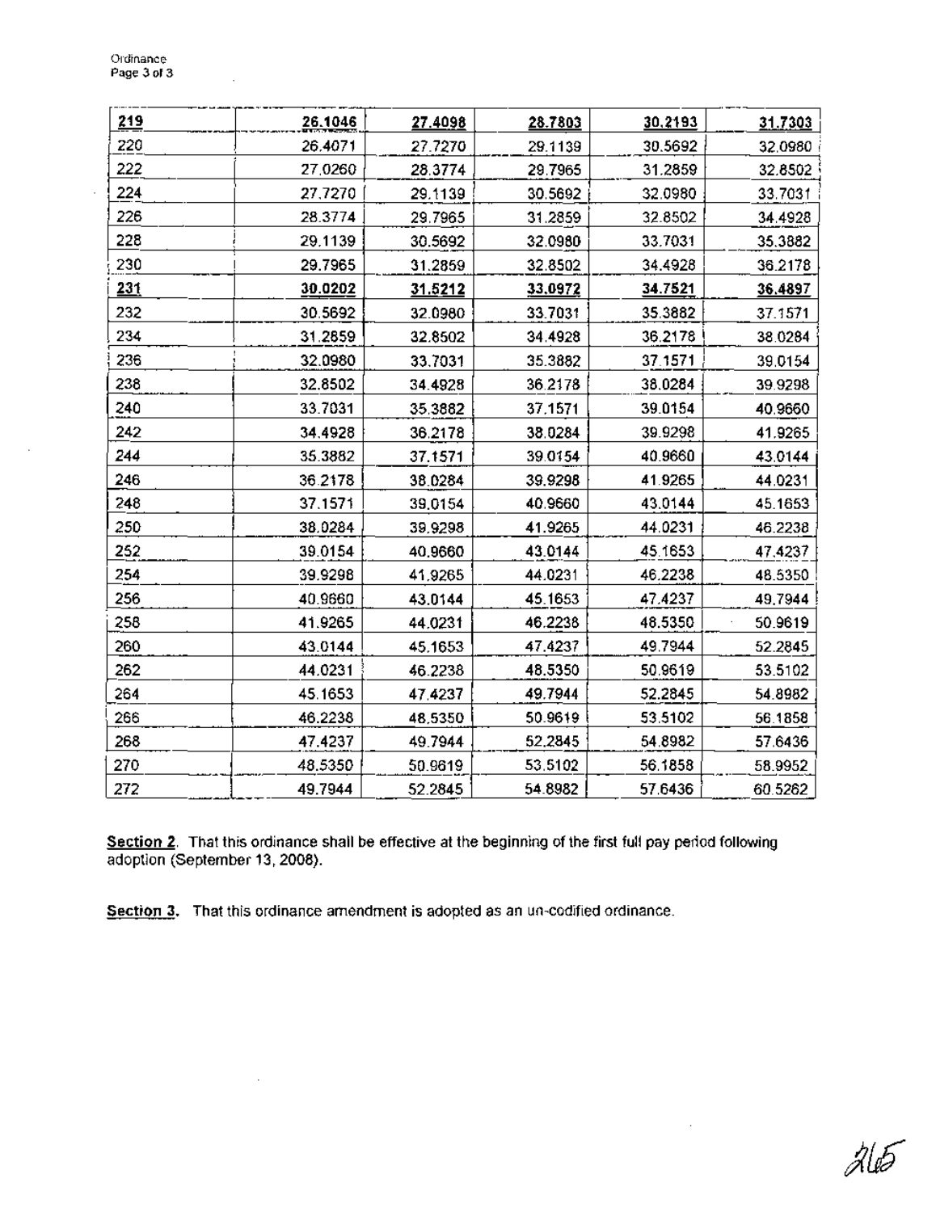| | | | | | |
|---|---|---|---|---|---|
| **219** | **26.1046** | **27.4098** | **28.7803** | **30.2193** | **31.7303** |
| 220 | 26.4071 | 27.7270 | 29.1139 | 30.5692 | 32.0980 |
| 222 | 27.0260 | 28.3774 | 29.7965 | 31.2859 | 32.8502 |
| 224 | 27.7270 | 29.1139 | 30.5692 | 32.0980 | 33.7031 |
| 226 | 28.3774 | 29.7965 | 31.2859 | 32.8502 | 34.4928 |
| 228 | 29.1139 | 30.5692 | 32.0980 | 33.7031 | 35.3882 |
| 230 | 29.7965 | 31.2859 | 32.8502 | 34.4928 | 36.2178 |
| **231** | **30.0202** | **31.5212** | **33.0972** | **34.7521** | **36.4897** |
| 232 | 30.5692 | 32.0980 | 33.7031 | 35.3882 | 37.1571 |
| 234 | 31.2859 | 32.8502 | 34.4928 | 36.2178 | 38.0284 |
| 236 | 32.0980 | 33.7031 | 35.3882 | 37.1571 | 39.0154 |
| 238 | 32.8502 | 34.4928 | 36.2178 | 38.0284 | 39.9298 |
| 240 | 33.7031 | 35.3882 | 37.1571 | 39.0154 | 40.9660 |
| 242 | 34.4928 | 36.2178 | 38.0284 | 39.9298 | 41.9265 |
| 244 | 35.3882 | 37.1571 | 39.0154 | 40.9660 | 43.0144 |
| 246 | 36.2178 | 38.0284 | 39.9298 | 41.9265 | 44.0231 |
| 248 | 37.1571 | 39.0154 | 40.9660 | 43.0144 | 45.1653 |
| 250 | 38.0284 | 39.9298 | 41.9265 | 44.0231 | 46.2238 |
| 252 | 39.0154 | 40.9660 | 43.0144 | 45.1653 | 47.4237 |
| 254 | 39.9298 | 41.9265 | 44.0231 | 46.2238 | 48.5350 |
| 256 | 40.9660 | 43.0144 | 45.1653 | 47.4237 | 49.7944 |
| 258 | 41.9265 | 44.0231 | 46.2238 | 48.5350 | 50.9619 |
| 260 | 43.0144 | 45.1653 | 47.4237 | 49.7944 | 52.2845 |
| 262 | 44.0231 | 46.2238 | 48.5350 | 50.9619 | 53.5102 |
| 264 | 45.1653 | 47.4237 | 49.7944 | 52.2845 | 54.8982 |
| 266 | 46.2238 | 48.5350 | 50.9619 | 53.5102 | 56.1858 |
| 268 | 47.4237 | 49.7944 | 52.2845 | 54.8982 | 57.6436 |
| 270 | 48.5350 | 50.9619 | 53.5102 | 56.1858 | 58.9952 |
| 272 | 49.7944 | 52.2845 | 54.8982 | 57.6436 | 60.5262 |

**Section 2.** That this ordinance shall be effective at the beginning of the first full pay period following adoption (September 13, 2008).

**Section 3.** That this ordinance amendment is adopted as an un-codified ordinance.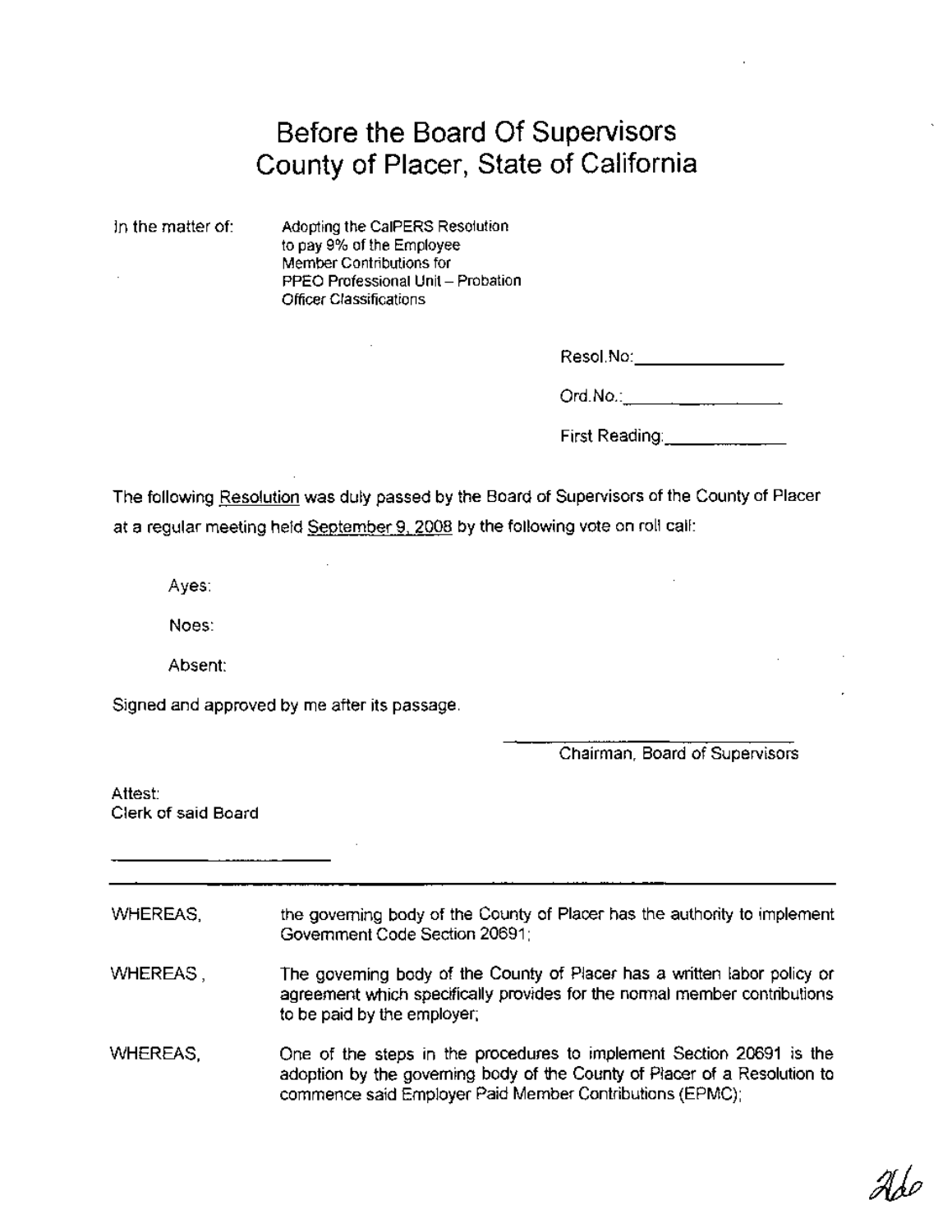# Before the Board Of Supervisors
# County of Placer, State of California

In the matter of: Adopting the CalPERS Resolution to pay 9% of the Employee Member Contributions for PPEO Professional Unit – Probation Officer Classifications

Resol.No: ______________

Ord.No.: ______________

First Reading: ______________

The following Resolution was duly passed by the Board of Supervisors of the County of Placer at a regular meeting held September 9, 2008 by the following vote on roll call:

Ayes:

Noes:

Absent:

Signed and approved by me after its passage.

______________________
Chairman, Board of Supervisors

Attest:
Clerk of said Board

______________________

---

WHEREAS, the governing body of the County of Placer has the authority to implement Government Code Section 20691;

WHEREAS, The governing body of the County of Placer has a written labor policy or agreement which specifically provides for the normal member contributions to be paid by the employer;

WHEREAS, One of the steps in the procedures to implement Section 20691 is the adoption by the governing body of the County of Placer of a Resolution to commence said Employer Paid Member Contributions (EPMC);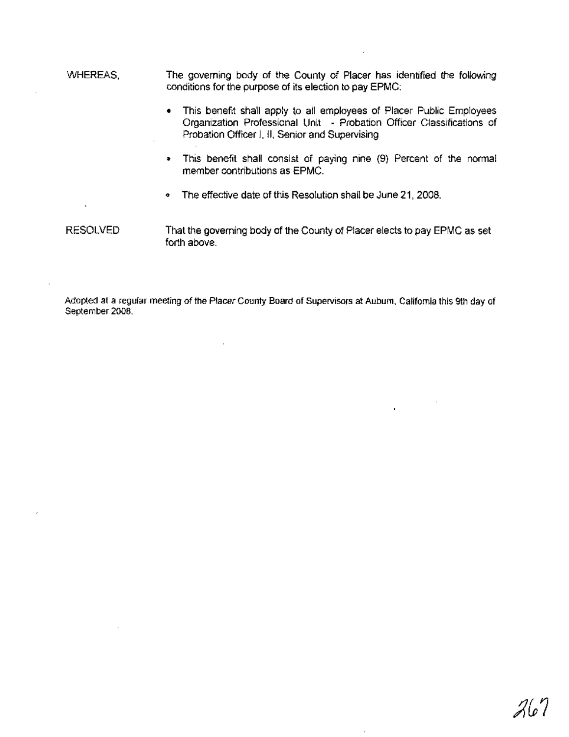WHEREAS, The governing body of the County of Placer has identified the following conditions for the purpose of its election to pay EPMC:

- This benefit shall apply to all employees of Placer Public Employees Organization Professional Unit - Probation Officer Classifications of Probation Officer I, II, Senior and Supervising
- This benefit shall consist of paying nine (9) Percent of the normal member contributions as EPMC.
- The effective date of this Resolution shall be June 21, 2008.

RESOLVED That the governing body of the County of Placer elects to pay EPMC as set forth above.

Adopted at a regular meeting of the Placer County Board of Supervisors at Auburn, California this 9th day of September 2008.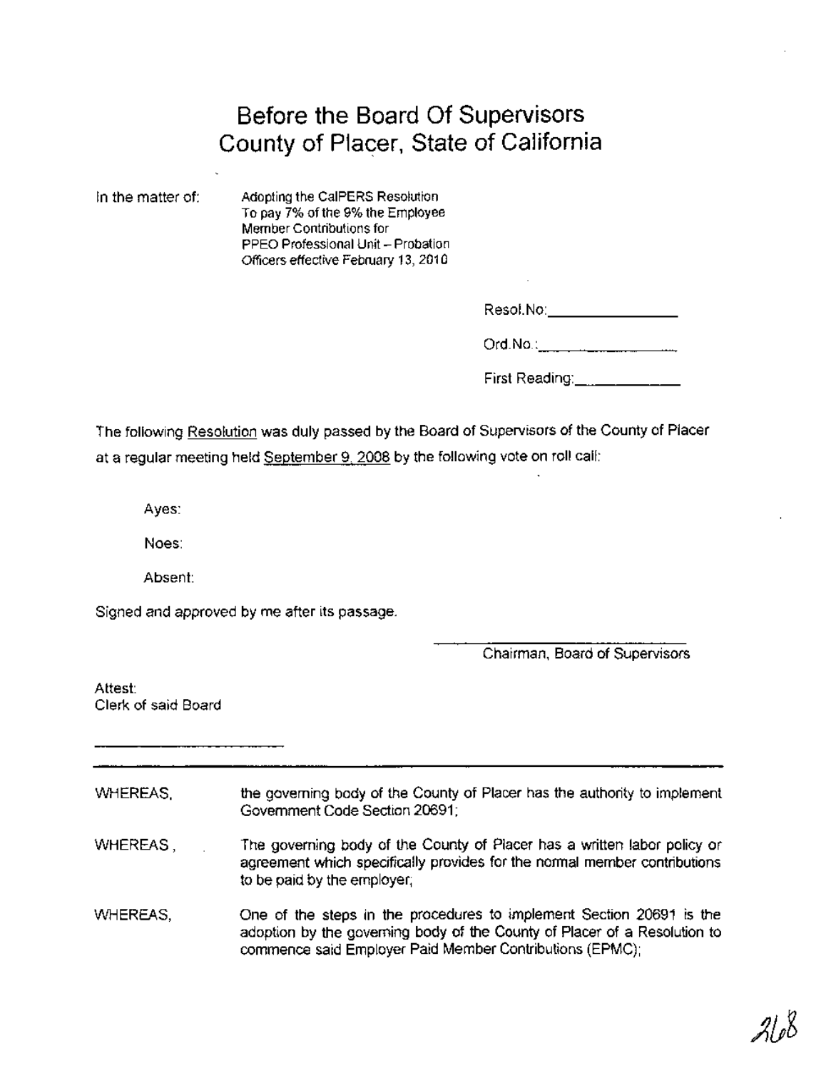# Before the Board Of Supervisors
# County of Placer, State of California

In the matter of: Adopting the CalPERS Resolution To pay 7% of the 9% the Employee Member Contributions for PPEO Professional Unit – Probation Officers effective February 13, 2010

Resol.No: ______________

Ord.No.: ______________

First Reading: ____________

The following Resolution was duly passed by the Board of Supervisors of the County of Placer at a regular meeting held September 9, 2008 by the following vote on roll call:

Ayes:

Noes:

Absent:

Signed and approved by me after its passage.

______________________
Chairman, Board of Supervisors

Attest:
Clerk of said Board

______________________

---

WHEREAS, the governing body of the County of Placer has the authority to implement Government Code Section 20691;

WHEREAS, The governing body of the County of Placer has a written labor policy or agreement which specifically provides for the normal member contributions to be paid by the employer;

WHEREAS, One of the steps in the procedures to implement Section 20691 is the adoption by the governing body of the County of Placer of a Resolution to commence said Employer Paid Member Contributions (EPMC);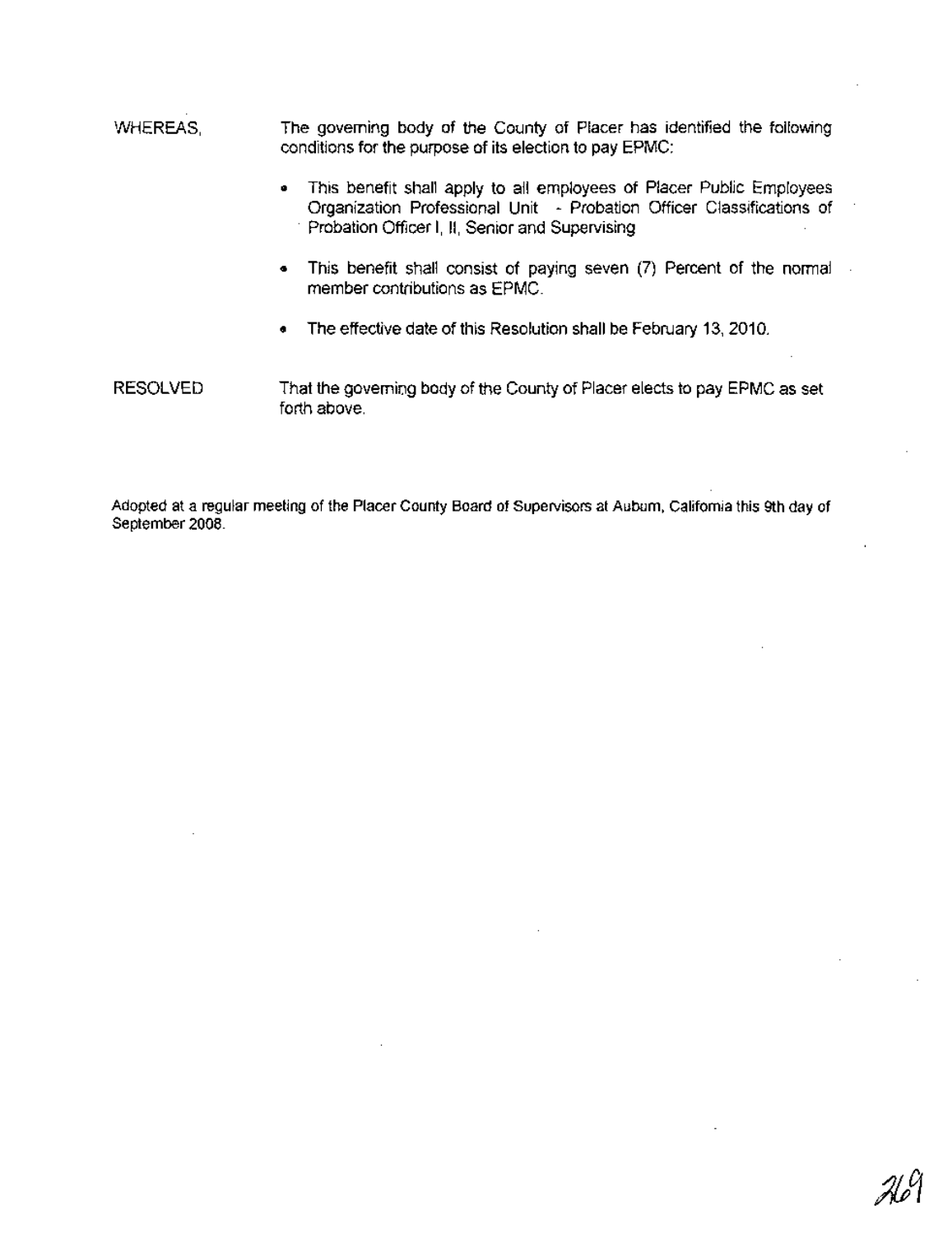WHEREAS, The governing body of the County of Placer has identified the following conditions for the purpose of its election to pay EPMC:

- This benefit shall apply to all employees of Placer Public Employees Organization Professional Unit - Probation Officer Classifications of Probation Officer I, II, Senior and Supervising
- This benefit shall consist of paying seven (7) Percent of the normal member contributions as EPMC.
- The effective date of this Resolution shall be February 13, 2010.

RESOLVED That the governing body of the County of Placer elects to pay EPMC as set forth above.

Adopted at a regular meeting of the Placer County Board of Supervisors at Auburn, California this 9th day of September 2008.